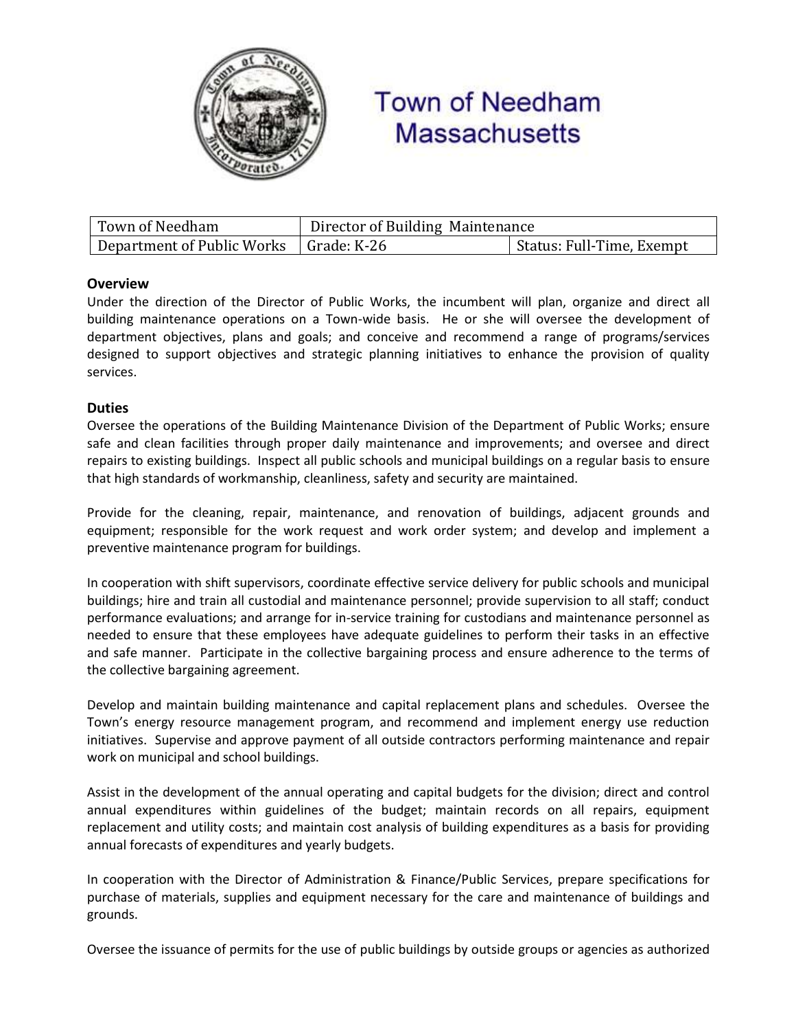# Town of Needham Massachusetts

| Town of Needham | Director of Building Maintenance | |
|---|---|---|
| Department of Public Works | Grade: K-26 | Status: Full-Time, Exempt |

## Overview

Under the direction of the Director of Public Works, the incumbent will plan, organize and direct all building maintenance operations on a Town-wide basis. He or she will oversee the development of department objectives, plans and goals; and conceive and recommend a range of programs/services designed to support objectives and strategic planning initiatives to enhance the provision of quality services.

## Duties

Oversee the operations of the Building Maintenance Division of the Department of Public Works; ensure safe and clean facilities through proper daily maintenance and improvements; and oversee and direct repairs to existing buildings. Inspect all public schools and municipal buildings on a regular basis to ensure that high standards of workmanship, cleanliness, safety and security are maintained.

Provide for the cleaning, repair, maintenance, and renovation of buildings, adjacent grounds and equipment; responsible for the work request and work order system; and develop and implement a preventive maintenance program for buildings.

In cooperation with shift supervisors, coordinate effective service delivery for public schools and municipal buildings; hire and train all custodial and maintenance personnel; provide supervision to all staff; conduct performance evaluations; and arrange for in-service training for custodians and maintenance personnel as needed to ensure that these employees have adequate guidelines to perform their tasks in an effective and safe manner. Participate in the collective bargaining process and ensure adherence to the terms of the collective bargaining agreement.

Develop and maintain building maintenance and capital replacement plans and schedules. Oversee the Town's energy resource management program, and recommend and implement energy use reduction initiatives. Supervise and approve payment of all outside contractors performing maintenance and repair work on municipal and school buildings.

Assist in the development of the annual operating and capital budgets for the division; direct and control annual expenditures within guidelines of the budget; maintain records on all repairs, equipment replacement and utility costs; and maintain cost analysis of building expenditures as a basis for providing annual forecasts of expenditures and yearly budgets.

In cooperation with the Director of Administration & Finance/Public Services, prepare specifications for purchase of materials, supplies and equipment necessary for the care and maintenance of buildings and grounds.

Oversee the issuance of permits for the use of public buildings by outside groups or agencies as authorized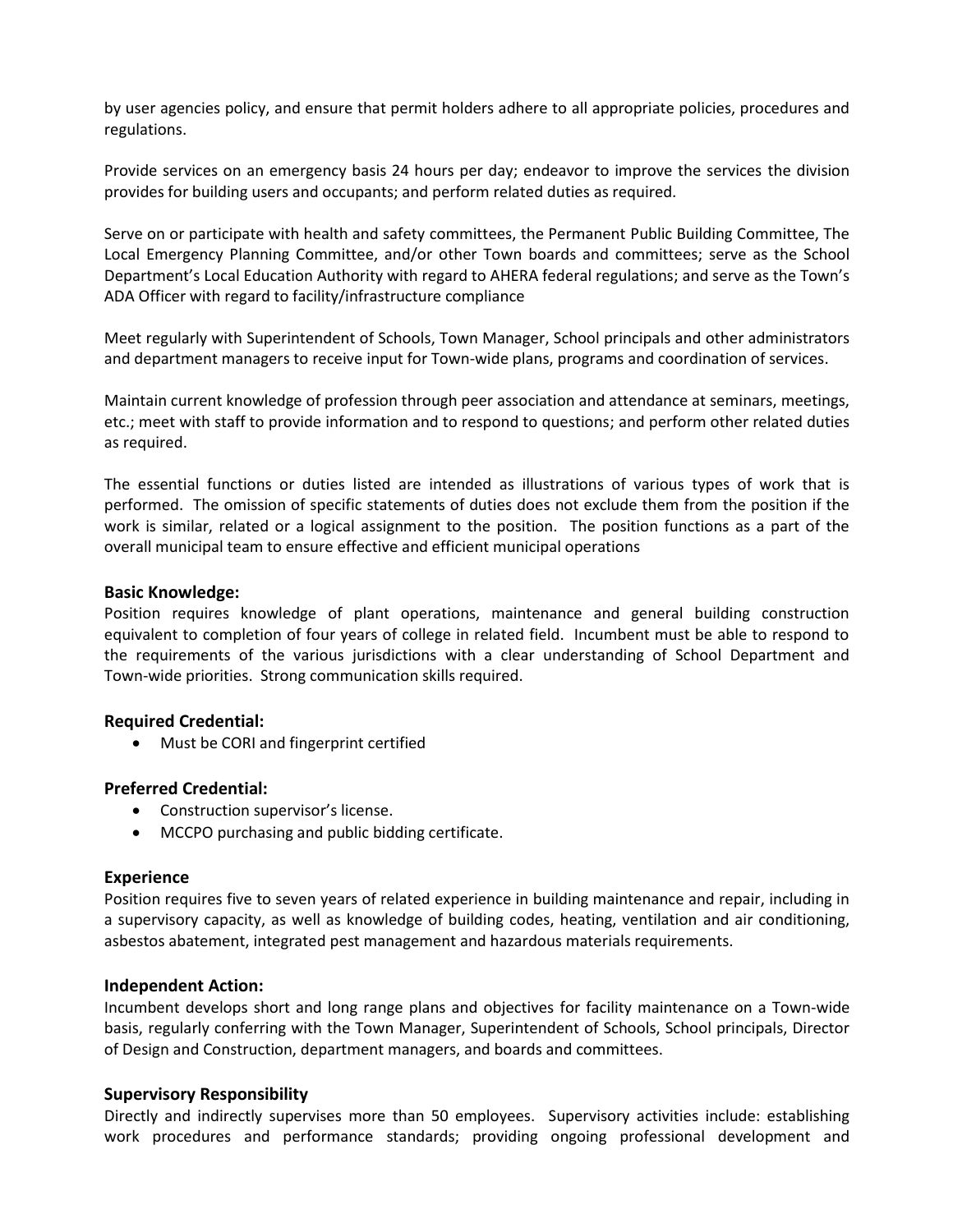by user agencies policy, and ensure that permit holders adhere to all appropriate policies, procedures and regulations.

Provide services on an emergency basis 24 hours per day; endeavor to improve the services the division provides for building users and occupants; and perform related duties as required.

Serve on or participate with health and safety committees, the Permanent Public Building Committee, The Local Emergency Planning Committee, and/or other Town boards and committees; serve as the School Department's Local Education Authority with regard to AHERA federal regulations; and serve as the Town's ADA Officer with regard to facility/infrastructure compliance

Meet regularly with Superintendent of Schools, Town Manager, School principals and other administrators and department managers to receive input for Town-wide plans, programs and coordination of services.

Maintain current knowledge of profession through peer association and attendance at seminars, meetings, etc.; meet with staff to provide information and to respond to questions; and perform other related duties as required.

The essential functions or duties listed are intended as illustrations of various types of work that is performed. The omission of specific statements of duties does not exclude them from the position if the work is similar, related or a logical assignment to the position. The position functions as a part of the overall municipal team to ensure effective and efficient municipal operations

### Basic Knowledge:

Position requires knowledge of plant operations, maintenance and general building construction equivalent to completion of four years of college in related field. Incumbent must be able to respond to the requirements of the various jurisdictions with a clear understanding of School Department and Town-wide priorities. Strong communication skills required.

### Required Credential:

- Must be CORI and fingerprint certified

### Preferred Credential:

- Construction supervisor's license.
- MCCPO purchasing and public bidding certificate.

### Experience

Position requires five to seven years of related experience in building maintenance and repair, including in a supervisory capacity, as well as knowledge of building codes, heating, ventilation and air conditioning, asbestos abatement, integrated pest management and hazardous materials requirements.

### Independent Action:

Incumbent develops short and long range plans and objectives for facility maintenance on a Town-wide basis, regularly conferring with the Town Manager, Superintendent of Schools, School principals, Director of Design and Construction, department managers, and boards and committees.

### Supervisory Responsibility

Directly and indirectly supervises more than 50 employees. Supervisory activities include: establishing work procedures and performance standards; providing ongoing professional development and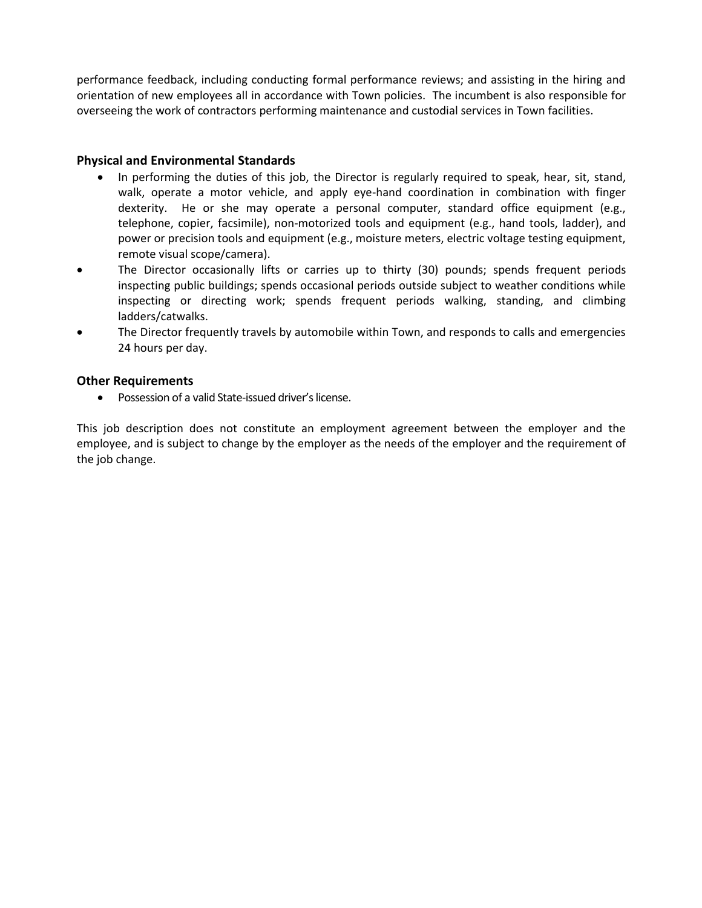performance feedback, including conducting formal performance reviews; and assisting in the hiring and orientation of new employees all in accordance with Town policies. The incumbent is also responsible for overseeing the work of contractors performing maintenance and custodial services in Town facilities.

### Physical and Environmental Standards

- In performing the duties of this job, the Director is regularly required to speak, hear, sit, stand, walk, operate a motor vehicle, and apply eye-hand coordination in combination with finger dexterity. He or she may operate a personal computer, standard office equipment (e.g., telephone, copier, facsimile), non-motorized tools and equipment (e.g., hand tools, ladder), and power or precision tools and equipment (e.g., moisture meters, electric voltage testing equipment, remote visual scope/camera).
- The Director occasionally lifts or carries up to thirty (30) pounds; spends frequent periods inspecting public buildings; spends occasional periods outside subject to weather conditions while inspecting or directing work; spends frequent periods walking, standing, and climbing ladders/catwalks.
- The Director frequently travels by automobile within Town, and responds to calls and emergencies 24 hours per day.

### Other Requirements

- Possession of a valid State-issued driver's license.

This job description does not constitute an employment agreement between the employer and the employee, and is subject to change by the employer as the needs of the employer and the requirement of the job change.